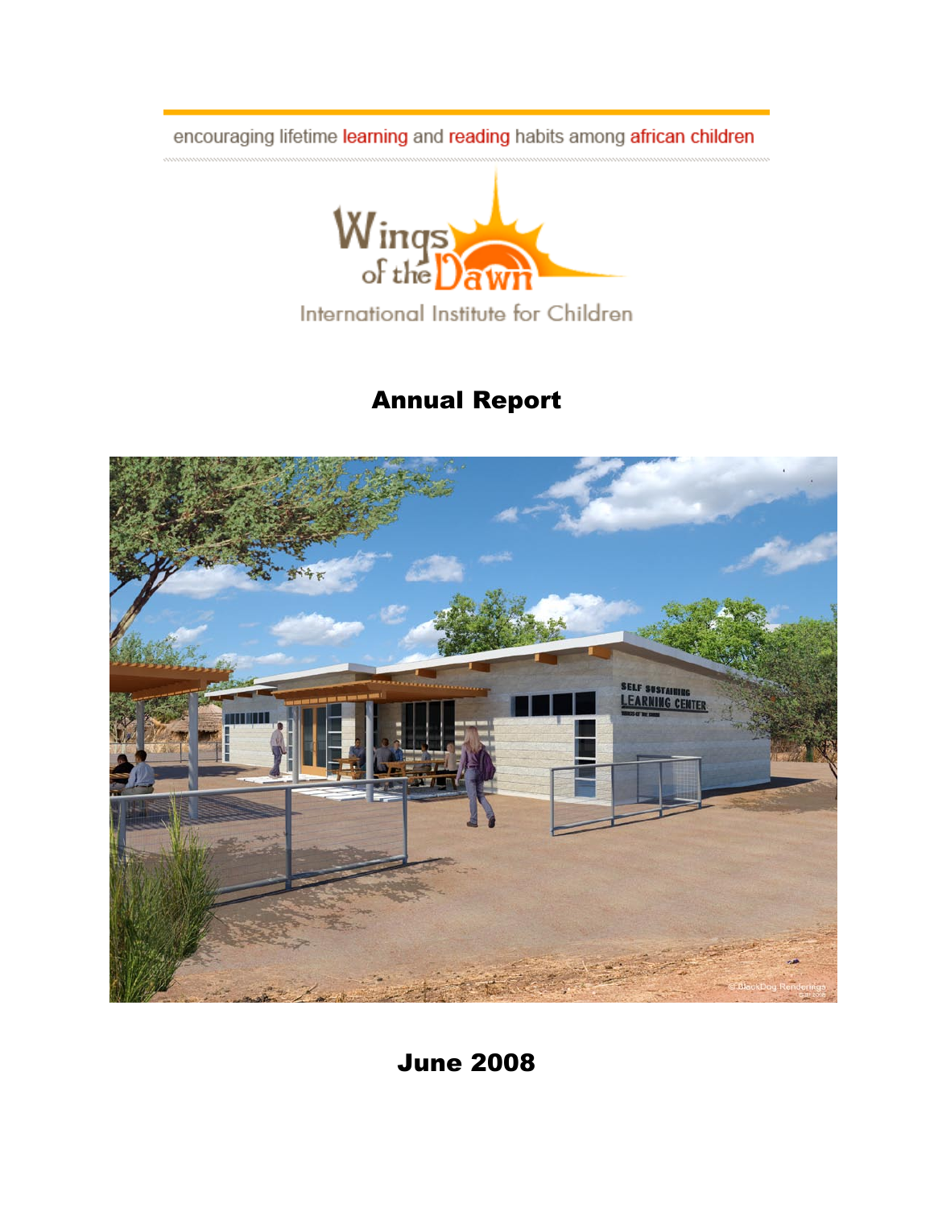encouraging lifetime learning and reading habits among african children

Wings of the Dawn

International Institute for Children

# Annual Report

# June 2008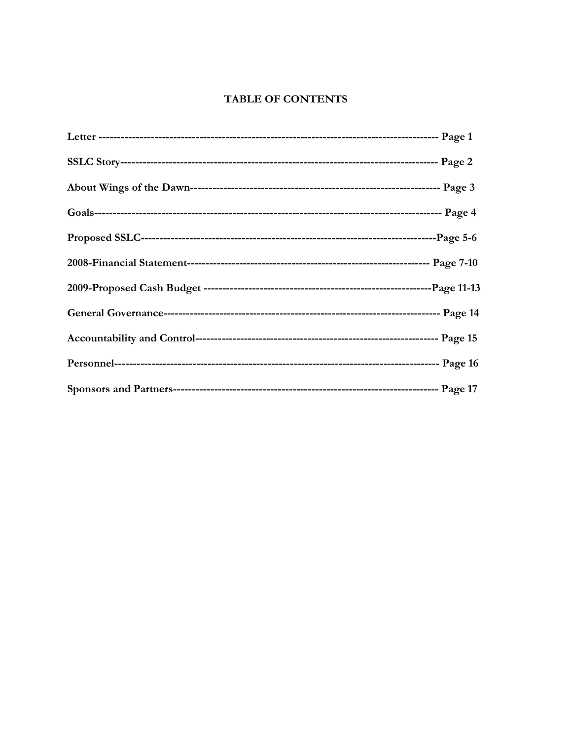# TABLE OF CONTENTS

| Section | Page |
| --- | --- |
| **Letter** | **Page 1** |
| **SSLC Story** | **Page 2** |
| **About Wings of the Dawn** | **Page 3** |
| **Goals** | **Page 4** |
| **Proposed SSLC** | **Page 5-6** |
| **2008-Financial Statement** | **Page 7-10** |
| **2009-Proposed Cash Budget** | **Page 11-13** |
| **General Governance** | **Page 14** |
| **Accountability and Control** | **Page 15** |
| **Personnel** | **Page 16** |
| **Sponsors and Partners** | **Page 17** |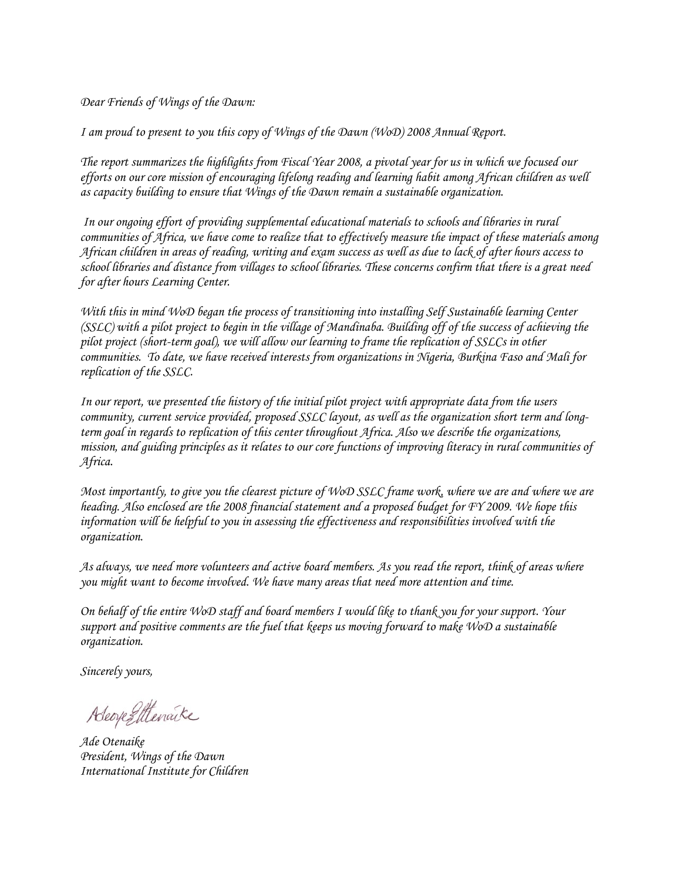*Dear Friends of Wings of the Dawn:*

*I am proud to present to you this copy of Wings of the Dawn (WoD) 2008 Annual Report.*

*The report summarizes the highlights from Fiscal Year 2008, a pivotal year for us in which we focused our efforts on our core mission of encouraging lifelong reading and learning habit among African children as well as capacity building to ensure that Wings of the Dawn remain a sustainable organization.*

*In our ongoing effort of providing supplemental educational materials to schools and libraries in rural communities of Africa, we have come to realize that to effectively measure the impact of these materials among African children in areas of reading, writing and exam success as well as due to lack of after hours access to school libraries and distance from villages to school libraries. These concerns confirm that there is a great need for after hours Learning Center.*

*With this in mind WoD began the process of transitioning into installing Self Sustainable learning Center (SSLC) with a pilot project to begin in the village of Mandinaba. Building off of the success of achieving the pilot project (short-term goal), we will allow our learning to frame the replication of SSLCs in other communities. To date, we have received interests from organizations in Nigeria, Burkina Faso and Mali for replication of the SSLC.*

*In our report, we presented the history of the initial pilot project with appropriate data from the users community, current service provided, proposed SSLC layout, as well as the organization short term and long-term goal in regards to replication of this center throughout Africa. Also we describe the organizations, mission, and guiding principles as it relates to our core functions of improving literacy in rural communities of Africa.*

*Most importantly, to give you the clearest picture of WoD SSLC frame work, where we are and where we are heading. Also enclosed are the 2008 financial statement and a proposed budget for FY 2009. We hope this information will be helpful to you in assessing the effectiveness and responsibilities involved with the organization.*

*As always, we need more volunteers and active board members. As you read the report, think of areas where you might want to become involved. We have many areas that need more attention and time.*

*On behalf of the entire WoD staff and board members I would like to thank you for your support. Your support and positive comments are the fuel that keeps us moving forward to make WoD a sustainable organization.*

*Sincerely yours,*

*Ade Otenaike*
*President, Wings of the Dawn*
*International Institute for Children*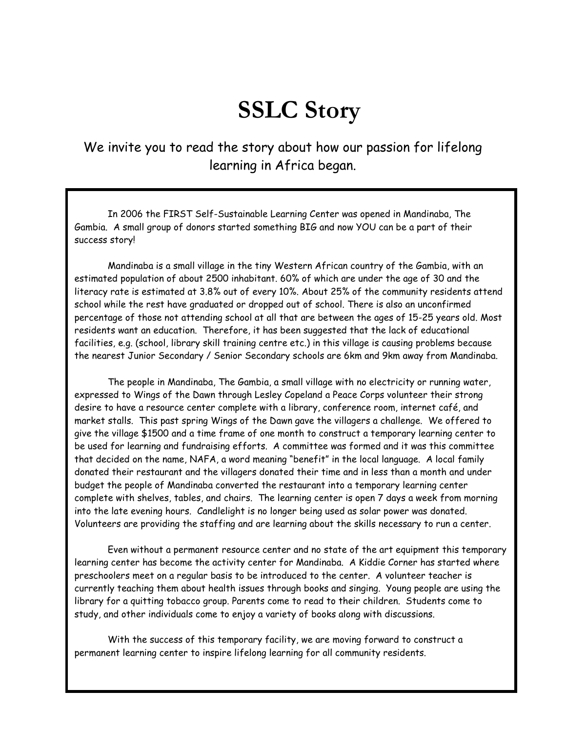# SSLC Story

We invite you to read the story about how our passion for lifelong learning in Africa began.

In 2006 the FIRST Self-Sustainable Learning Center was opened in Mandinaba, The Gambia. A small group of donors started something BIG and now YOU can be a part of their success story!

Mandinaba is a small village in the tiny Western African country of the Gambia, with an estimated population of about 2500 inhabitant. 60% of which are under the age of 30 and the literacy rate is estimated at 3.8% out of every 10%. About 25% of the community residents attend school while the rest have graduated or dropped out of school. There is also an unconfirmed percentage of those not attending school at all that are between the ages of 15-25 years old. Most residents want an education. Therefore, it has been suggested that the lack of educational facilities, e.g. (school, library skill training centre etc.) in this village is causing problems because the nearest Junior Secondary / Senior Secondary schools are 6km and 9km away from Mandinaba.

The people in Mandinaba, The Gambia, a small village with no electricity or running water, expressed to Wings of the Dawn through Lesley Copeland a Peace Corps volunteer their strong desire to have a resource center complete with a library, conference room, internet café, and market stalls. This past spring Wings of the Dawn gave the villagers a challenge. We offered to give the village $1500 and a time frame of one month to construct a temporary learning center to be used for learning and fundraising efforts. A committee was formed and it was this committee that decided on the name, NAFA, a word meaning "benefit" in the local language. A local family donated their restaurant and the villagers donated their time and in less than a month and under budget the people of Mandinaba converted the restaurant into a temporary learning center complete with shelves, tables, and chairs. The learning center is open 7 days a week from morning into the late evening hours. Candlelight is no longer being used as solar power was donated. Volunteers are providing the staffing and are learning about the skills necessary to run a center.

Even without a permanent resource center and no state of the art equipment this temporary learning center has become the activity center for Mandinaba. A Kiddie Corner has started where preschoolers meet on a regular basis to be introduced to the center. A volunteer teacher is currently teaching them about health issues through books and singing. Young people are using the library for a quitting tobacco group. Parents come to read to their children. Students come to study, and other individuals come to enjoy a variety of books along with discussions.

With the success of this temporary facility, we are moving forward to construct a permanent learning center to inspire lifelong learning for all community residents.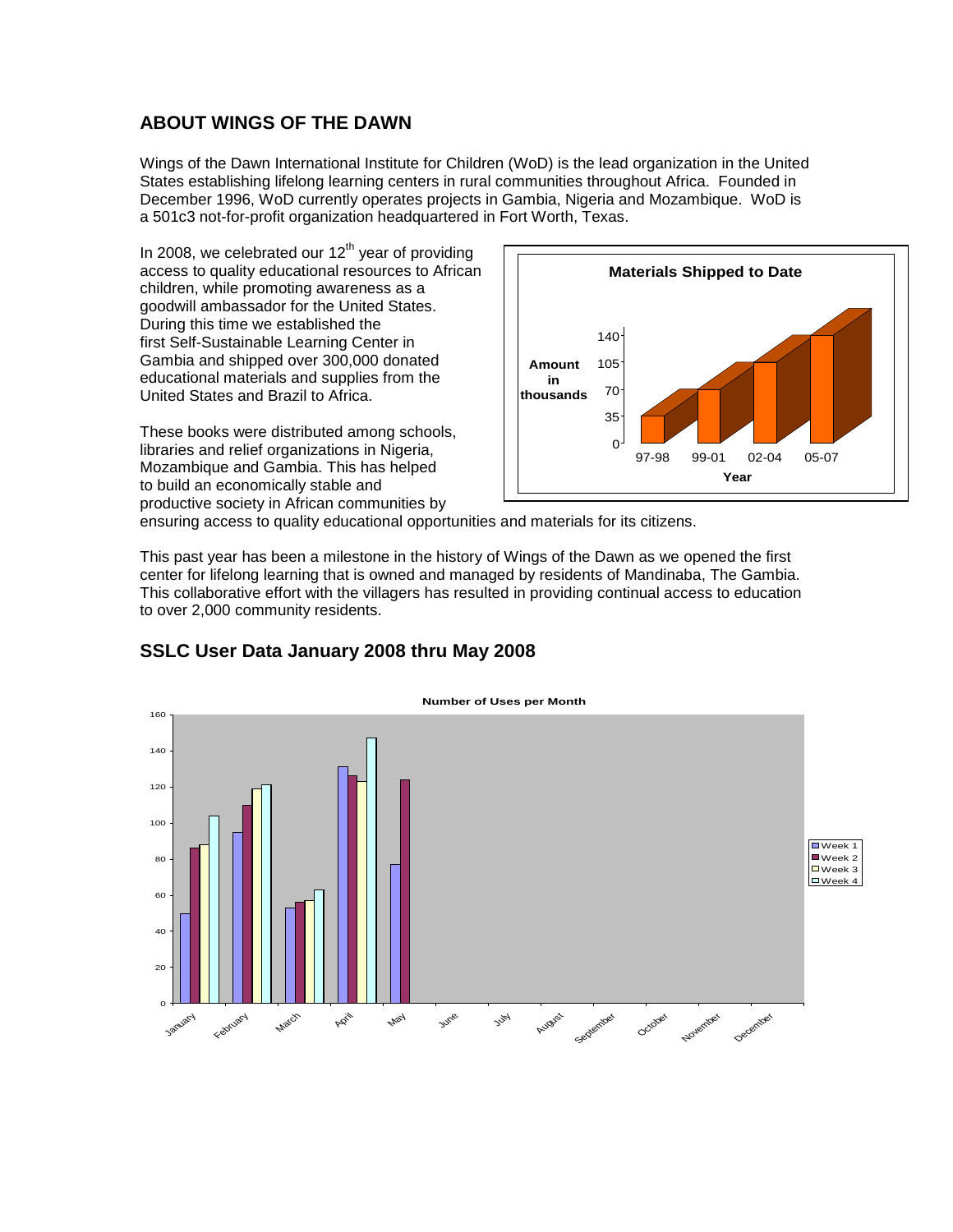## ABOUT WINGS OF THE DAWN

Wings of the Dawn International Institute for Children (WoD) is the lead organization in the United States establishing lifelong learning centers in rural communities throughout Africa. Founded in December 1996, WoD currently operates projects in Gambia, Nigeria and Mozambique. WoD is a 501c3 not-for-profit organization headquartered in Fort Worth, Texas.

In 2008, we celebrated our 12th year of providing access to quality educational resources to African children, while promoting awareness as a goodwill ambassador for the United States. During this time we established the first Self-Sustainable Learning Center in Gambia and shipped over 300,000 donated educational materials and supplies from the United States and Brazil to Africa.

**Materials Shipped to Date**

| Year | Amount in thousands |
|---|---|
| 97-98 | 35 |
| 99-01 | 70 |
| 02-04 | 105 |
| 05-07 | 140 |

These books were distributed among schools, libraries and relief organizations in Nigeria, Mozambique and Gambia. This has helped to build an economically stable and productive society in African communities by ensuring access to quality educational opportunities and materials for its citizens.

This past year has been a milestone in the history of Wings of the Dawn as we opened the first center for lifelong learning that is owned and managed by residents of Mandinaba, The Gambia. This collaborative effort with the villagers has resulted in providing continual access to education to over 2,000 community residents.

## SSLC User Data January 2008 thru May 2008

**Number of Uses per Month**

| Month | Week 1 | Week 2 | Week 3 | Week 4 |
|---|---|---|---|---|
| January | 50 | 86 | 88 | 104 |
| February | 95 | 110 | 119 | 121 |
| March | 53 | 56 | 57 | 63 |
| April | 131 | 126 | 123 | 147 |
| May | 77 | 124 | | |
| June | | | | |
| July | | | | |
| August | | | | |
| September | | | | |
| October | | | | |
| November | | | | |
| December | | | | |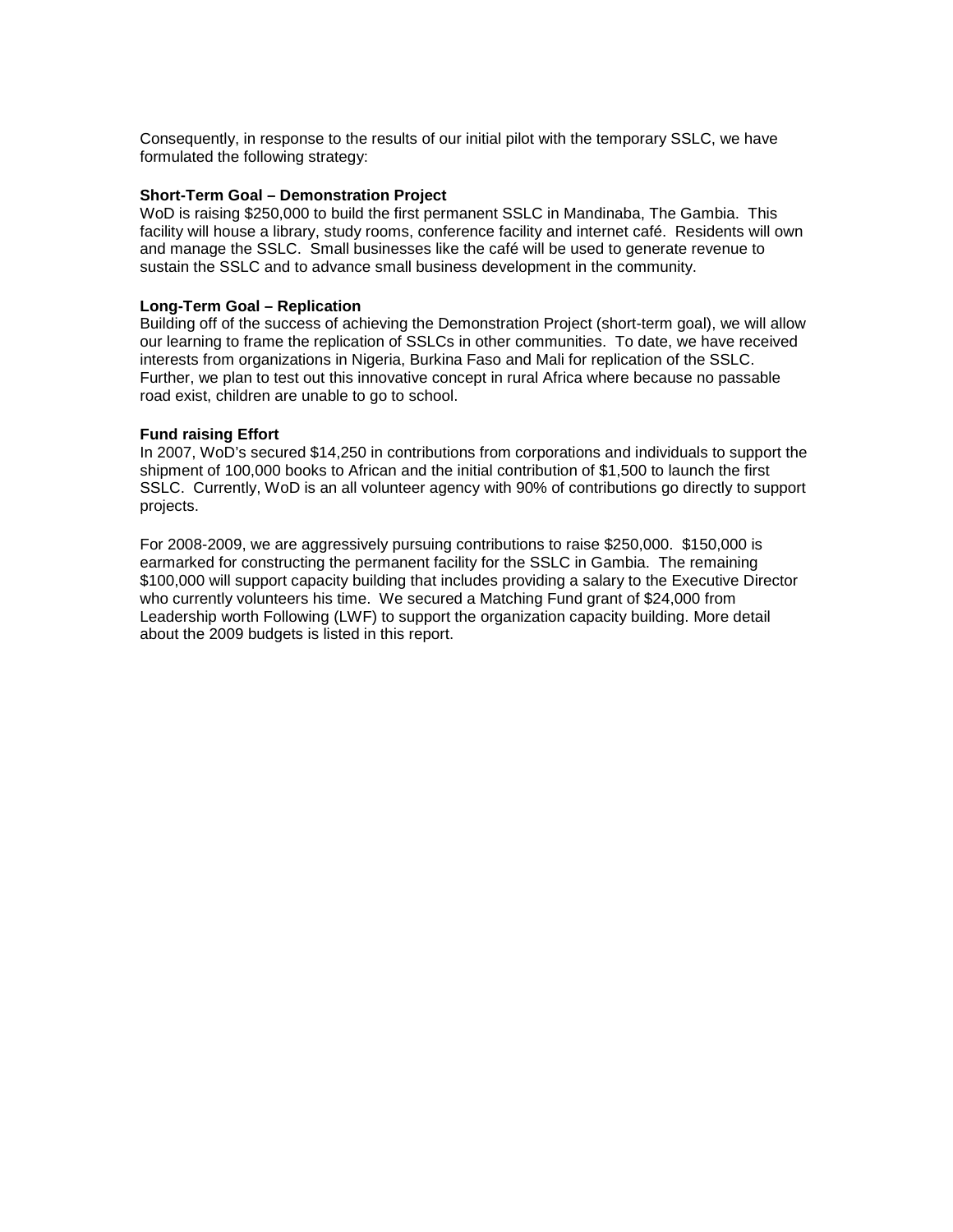Consequently, in response to the results of our initial pilot with the temporary SSLC, we have formulated the following strategy:

**Short-Term Goal – Demonstration Project**

WoD is raising $250,000 to build the first permanent SSLC in Mandinaba, The Gambia. This facility will house a library, study rooms, conference facility and internet café. Residents will own and manage the SSLC. Small businesses like the café will be used to generate revenue to sustain the SSLC and to advance small business development in the community.

**Long-Term Goal – Replication**

Building off of the success of achieving the Demonstration Project (short-term goal), we will allow our learning to frame the replication of SSLCs in other communities. To date, we have received interests from organizations in Nigeria, Burkina Faso and Mali for replication of the SSLC. Further, we plan to test out this innovative concept in rural Africa where because no passable road exist, children are unable to go to school.

**Fund raising Effort**

In 2007, WoD's secured $14,250 in contributions from corporations and individuals to support the shipment of 100,000 books to African and the initial contribution of $1,500 to launch the first SSLC. Currently, WoD is an all volunteer agency with 90% of contributions go directly to support projects.

For 2008-2009, we are aggressively pursuing contributions to raise $250,000. $150,000 is earmarked for constructing the permanent facility for the SSLC in Gambia. The remaining $100,000 will support capacity building that includes providing a salary to the Executive Director who currently volunteers his time. We secured a Matching Fund grant of $24,000 from Leadership worth Following (LWF) to support the organization capacity building. More detail about the 2009 budgets is listed in this report.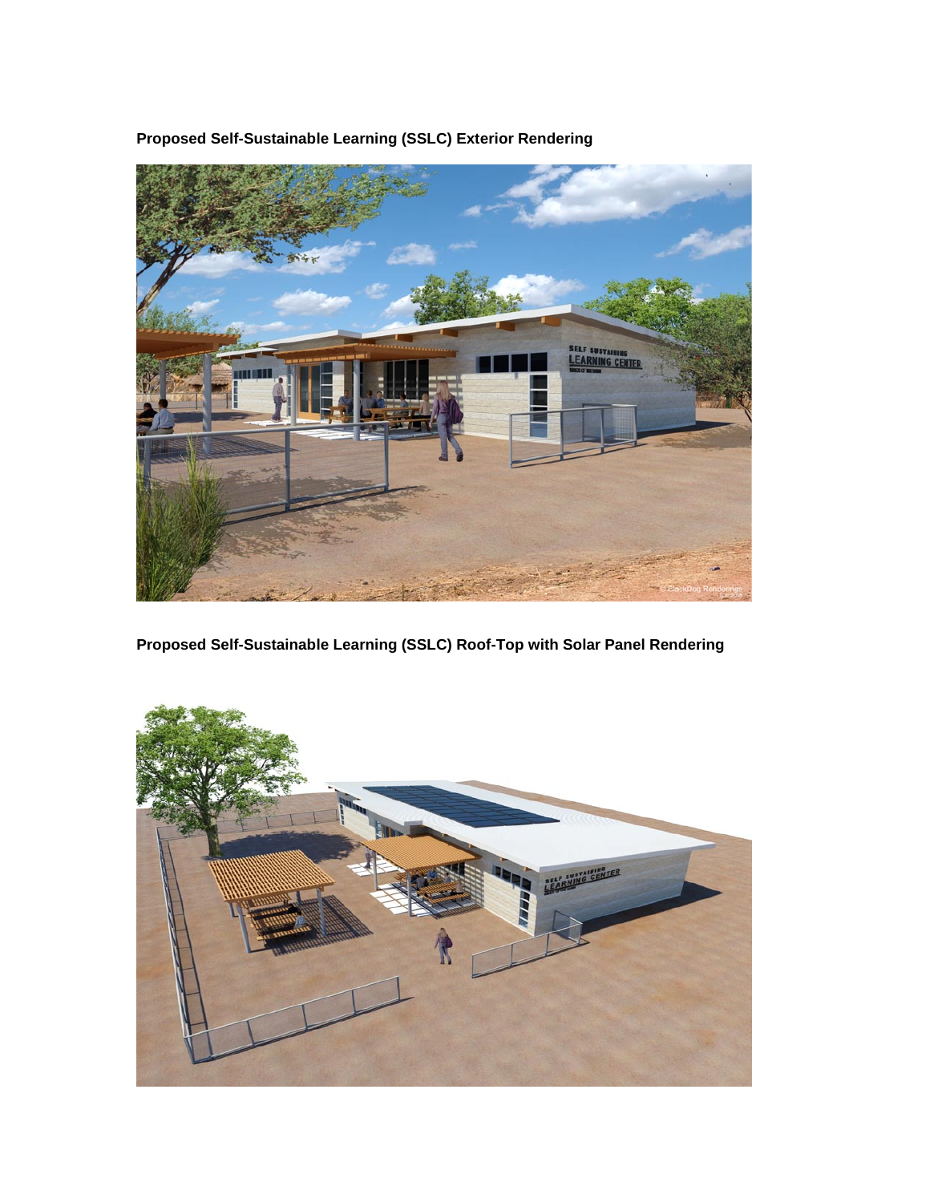**Proposed Self-Sustainable Learning (SSLC) Exterior Rendering**

**Proposed Self-Sustainable Learning (SSLC) Roof-Top with Solar Panel Rendering**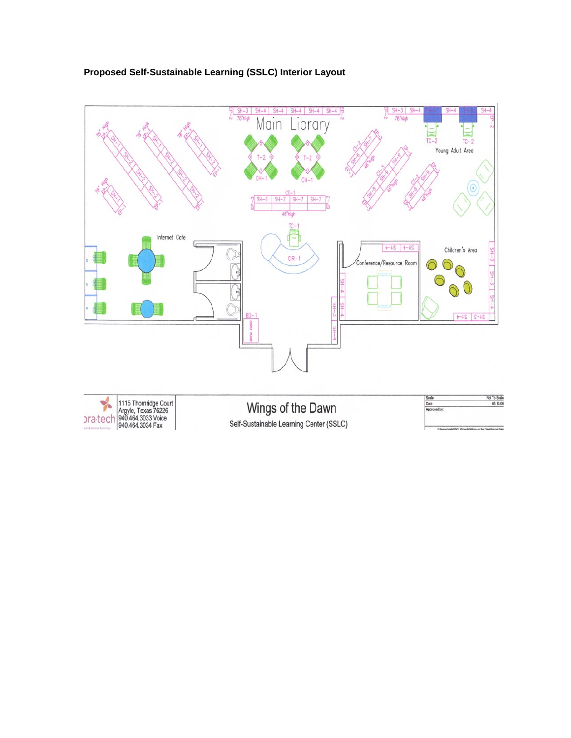**Proposed Self-Sustainable Learning (SSLC) Interior Layout**

Main Library

Young Adult Area

Internet Cafe

Conference/Resource Room

Children's Area

Wings of the Dawn

Self-Sustainable Learning Center (SSLC)

1115 Thornridge Court
Argyle, Texas 76226
940.464.3033 Voice
940.464.3034 Fax

Scale: Not To Scale
Date: 05.13.08
Approved by: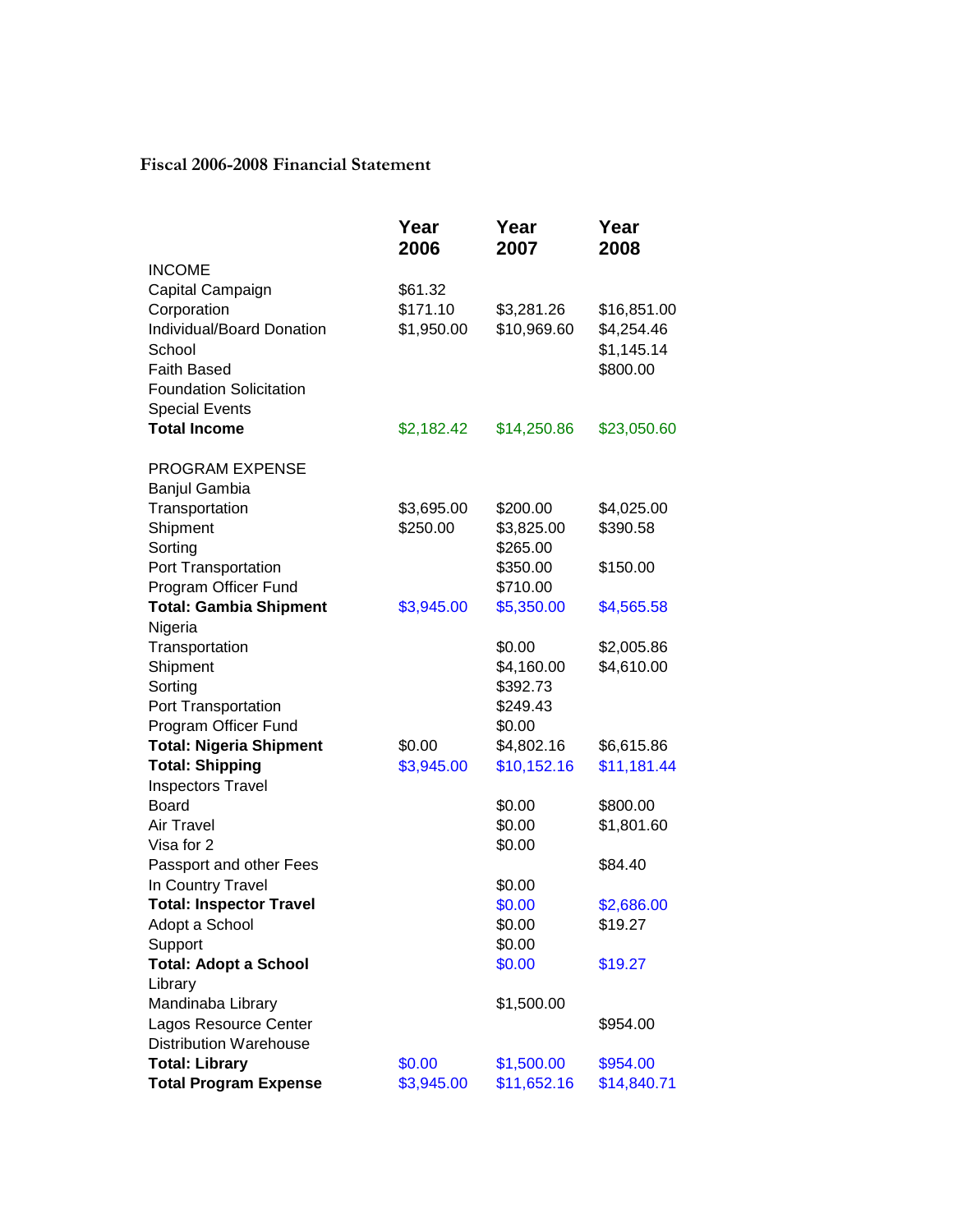**Fiscal 2006-2008 Financial Statement**

| | **Year 2006** | **Year 2007** | **Year 2008** |
|---|---|---|---|
| INCOME | | | |
| Capital Campaign | $61.32 | | |
| Corporation | $171.10 | $3,281.26 | $16,851.00 |
| Individual/Board Donation | $1,950.00 | $10,969.60 | $4,254.46 |
| School | | | $1,145.14 |
| Faith Based | | | $800.00 |
| Foundation Solicitation | | | |
| Special Events | | | |
| **Total Income** | $2,182.42 | $14,250.86 | $23,050.60 |
| | | | |
| PROGRAM EXPENSE | | | |
| Banjul Gambia | | | |
| Transportation | $3,695.00 | $200.00 | $4,025.00 |
| Shipment | $250.00 | $3,825.00 | $390.58 |
| Sorting | | $265.00 | |
| Port Transportation | | $350.00 | $150.00 |
| Program Officer Fund | | $710.00 | |
| **Total: Gambia Shipment** | $3,945.00 | $5,350.00 | $4,565.58 |
| Nigeria | | | |
| Transportation | | $0.00 | $2,005.86 |
| Shipment | | $4,160.00 | $4,610.00 |
| Sorting | | $392.73 | |
| Port Transportation | | $249.43 | |
| Program Officer Fund | | $0.00 | |
| **Total: Nigeria Shipment** | $0.00 | $4,802.16 | $6,615.86 |
| **Total: Shipping** | $3,945.00 | $10,152.16 | $11,181.44 |
| Inspectors Travel | | | |
| Board | | $0.00 | $800.00 |
| Air Travel | | $0.00 | $1,801.60 |
| Visa for 2 | | $0.00 | |
| Passport and other Fees | | | $84.40 |
| In Country Travel | | $0.00 | |
| **Total: Inspector Travel** | | $0.00 | $2,686.00 |
| Adopt a School | | $0.00 | $19.27 |
| Support | | $0.00 | |
| **Total: Adopt a School** | | $0.00 | $19.27 |
| Library | | | |
| Mandinaba Library | | $1,500.00 | |
| Lagos Resource Center | | | $954.00 |
| Distribution Warehouse | | | |
| **Total: Library** | $0.00 | $1,500.00 | $954.00 |
| **Total Program Expense** | $3,945.00 | $11,652.16 | $14,840.71 |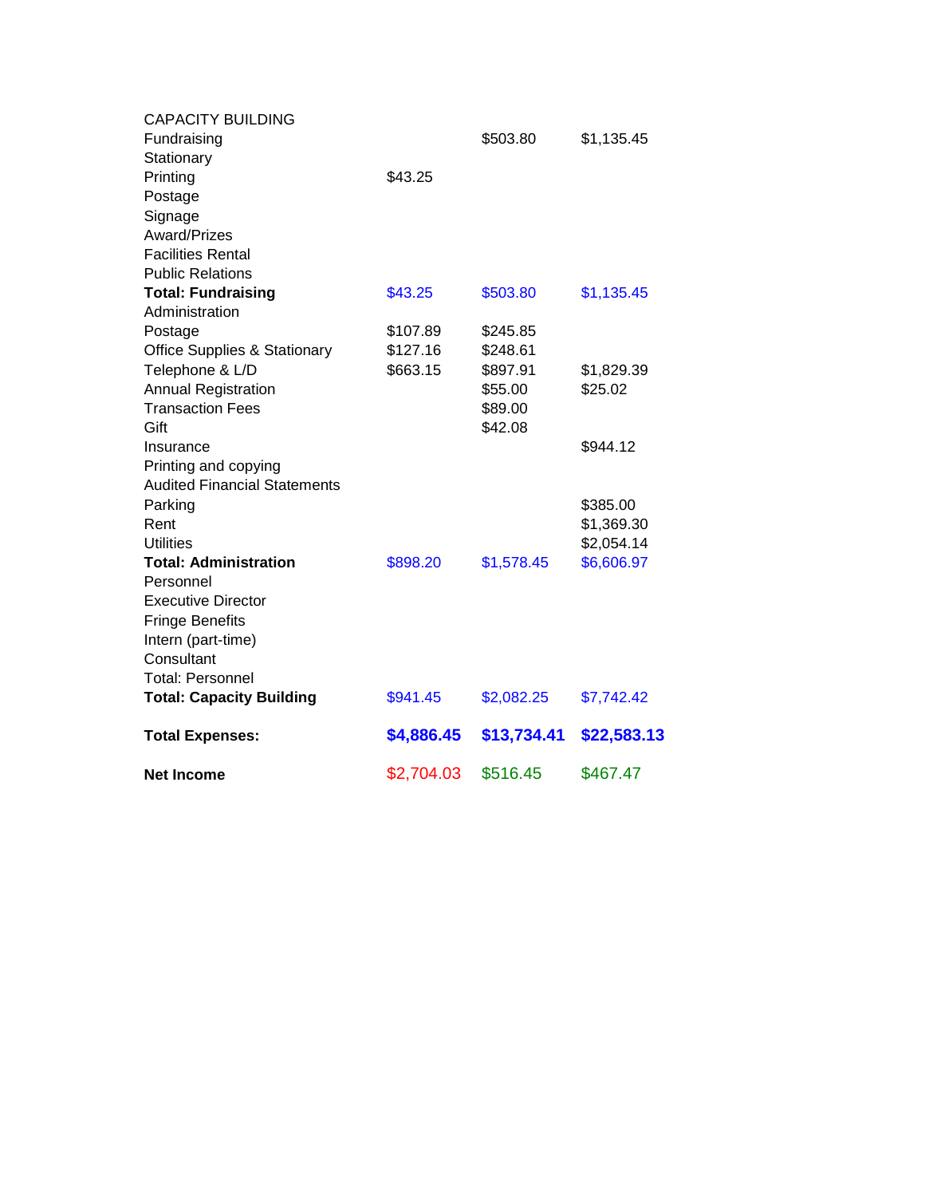| | | | |
|---|---|---|---|
| CAPACITY BUILDING | | | |
| Fundraising | | $503.80 | $1,135.45 |
| Stationary | | | |
| Printing | $43.25 | | |
| Postage | | | |
| Signage | | | |
| Award/Prizes | | | |
| Facilities Rental | | | |
| Public Relations | | | |
| **Total: Fundraising** | $43.25 | $503.80 | $1,135.45 |
| Administration | | | |
| Postage | $107.89 | $245.85 | |
| Office Supplies & Stationary | $127.16 | $248.61 | |
| Telephone & L/D | $663.15 | $897.91 | $1,829.39 |
| Annual Registration | | $55.00 | $25.02 |
| Transaction Fees | | $89.00 | |
| Gift | | $42.08 | |
| Insurance | | | $944.12 |
| Printing and copying | | | |
| Audited Financial Statements | | | |
| Parking | | | $385.00 |
| Rent | | | $1,369.30 |
| Utilities | | | $2,054.14 |
| **Total: Administration** | $898.20 | $1,578.45 | $6,606.97 |
| Personnel | | | |
| Executive Director | | | |
| Fringe Benefits | | | |
| Intern (part-time) | | | |
| Consultant | | | |
| Total: Personnel | | | |
| **Total: Capacity Building** | $941.45 | $2,082.25 | $7,742.42 |
| **Total Expenses:** | **$4,886.45** | **$13,734.41** | **$22,583.13** |
| **Net Income** | $2,704.03 | $516.45 | $467.47 |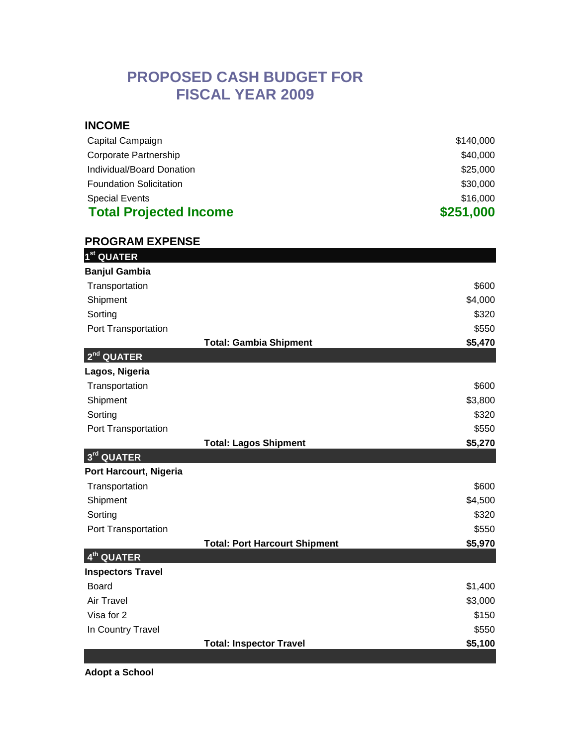# PROPOSED CASH BUDGET FOR FISCAL YEAR 2009

## INCOME

| | |
|---|---|
| Capital Campaign | $140,000 |
| Corporate Partnership | $40,000 |
| Individual/Board Donation | $25,000 |
| Foundation Solicitation | $30,000 |
| Special Events | $16,000 |
| **Total Projected Income** | **$251,000** |

## PROGRAM EXPENSE

| | | |
|---|---|---|
| **1st QUATER** | | |
| **Banjul Gambia** | | |
| Transportation | | $600 |
| Shipment | | $4,000 |
| Sorting | | $320 |
| Port Transportation | | $550 |
| | **Total: Gambia Shipment** | **$5,470** |
| **2nd QUATER** | | |
| **Lagos, Nigeria** | | |
| Transportation | | $600 |
| Shipment | | $3,800 |
| Sorting | | $320 |
| Port Transportation | | $550 |
| | **Total: Lagos Shipment** | **$5,270** |
| **3rd QUATER** | | |
| **Port Harcourt, Nigeria** | | |
| Transportation | | $600 |
| Shipment | | $4,500 |
| Sorting | | $320 |
| Port Transportation | | $550 |
| | **Total: Port Harcourt Shipment** | **$5,970** |
| **4th QUATER** | | |
| **Inspectors Travel** | | |
| Board | | $1,400 |
| Air Travel | | $3,000 |
| Visa for 2 | | $150 |
| In Country Travel | | $550 |
| | **Total: Inspector Travel** | **$5,100** |

**Adopt a School**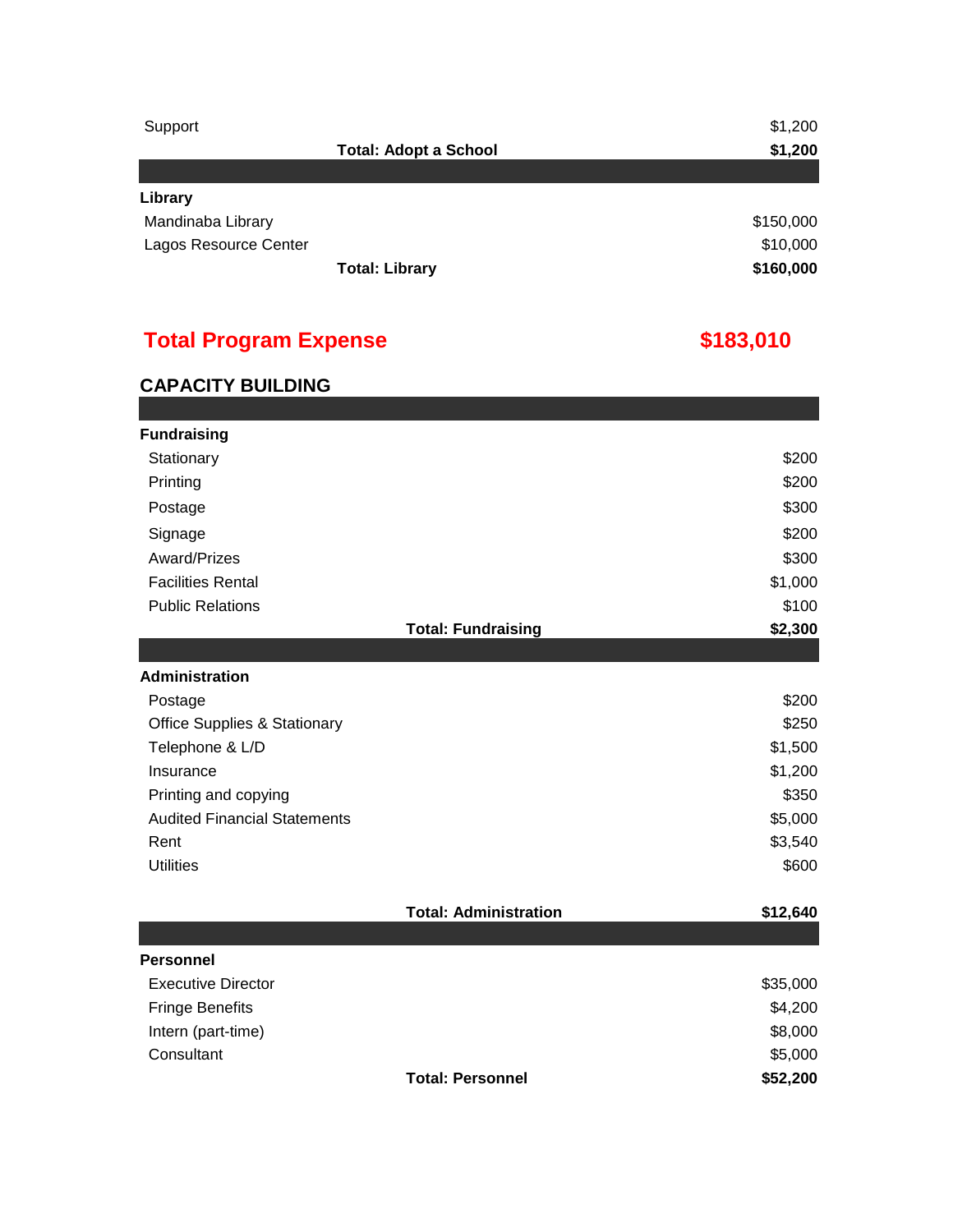| Item | Amount |
| --- | --- |
| Support | $1,200 |
| **Total: Adopt a School** | **$1,200** |

**Library**

| Item | Amount |
| --- | --- |
| Mandinaba Library | $150,000 |
| Lagos Resource Center | $10,000 |
| **Total: Library** | **$160,000** |

## Total Program Expense $183,010

## CAPACITY BUILDING

**Fundraising**

| Item | Amount |
| --- | --- |
| Stationary | $200 |
| Printing | $200 |
| Postage | $300 |
| Signage | $200 |
| Award/Prizes | $300 |
| Facilities Rental | $1,000 |
| Public Relations | $100 |
| **Total: Fundraising** | **$2,300** |

**Administration**

| Item | Amount |
| --- | --- |
| Postage | $200 |
| Office Supplies & Stationary | $250 |
| Telephone & L/D | $1,500 |
| Insurance | $1,200 |
| Printing and copying | $350 |
| Audited Financial Statements | $5,000 |
| Rent | $3,540 |
| Utilities | $600 |
| **Total: Administration** | **$12,640** |

**Personnel**

| Item | Amount |
| --- | --- |
| Executive Director | $35,000 |
| Fringe Benefits | $4,200 |
| Intern (part-time) | $8,000 |
| Consultant | $5,000 |
| **Total: Personnel** | **$52,200** |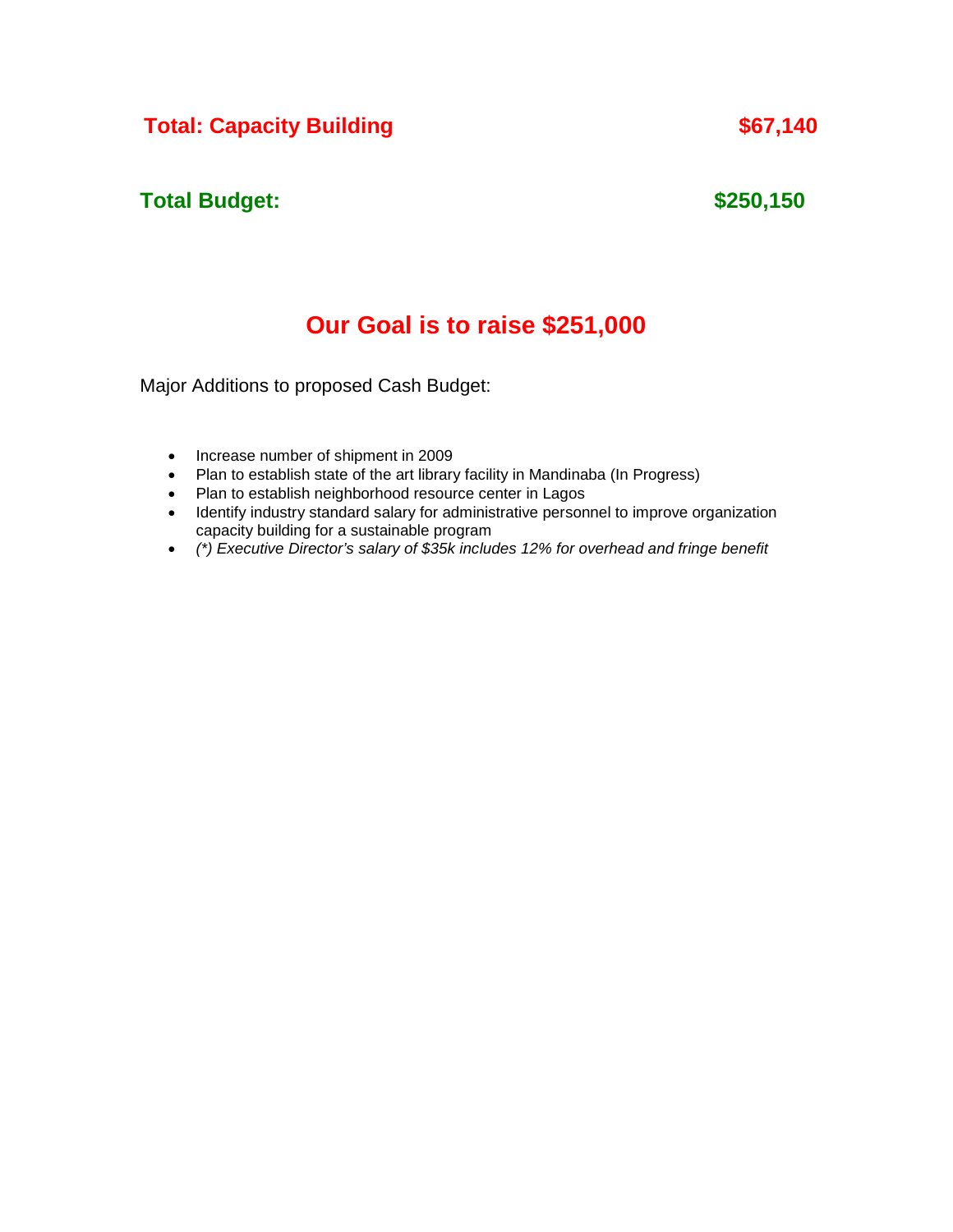**Total: Capacity Building** **$67,140**

**Total Budget:** **$250,150**

## Our Goal is to raise $251,000

Major Additions to proposed Cash Budget:

- Increase number of shipment in 2009
- Plan to establish state of the art library facility in Mandinaba (In Progress)
- Plan to establish neighborhood resource center in Lagos
- Identify industry standard salary for administrative personnel to improve organization capacity building for a sustainable program
- *(*) Executive Director's salary of $35k includes 12% for overhead and fringe benefit*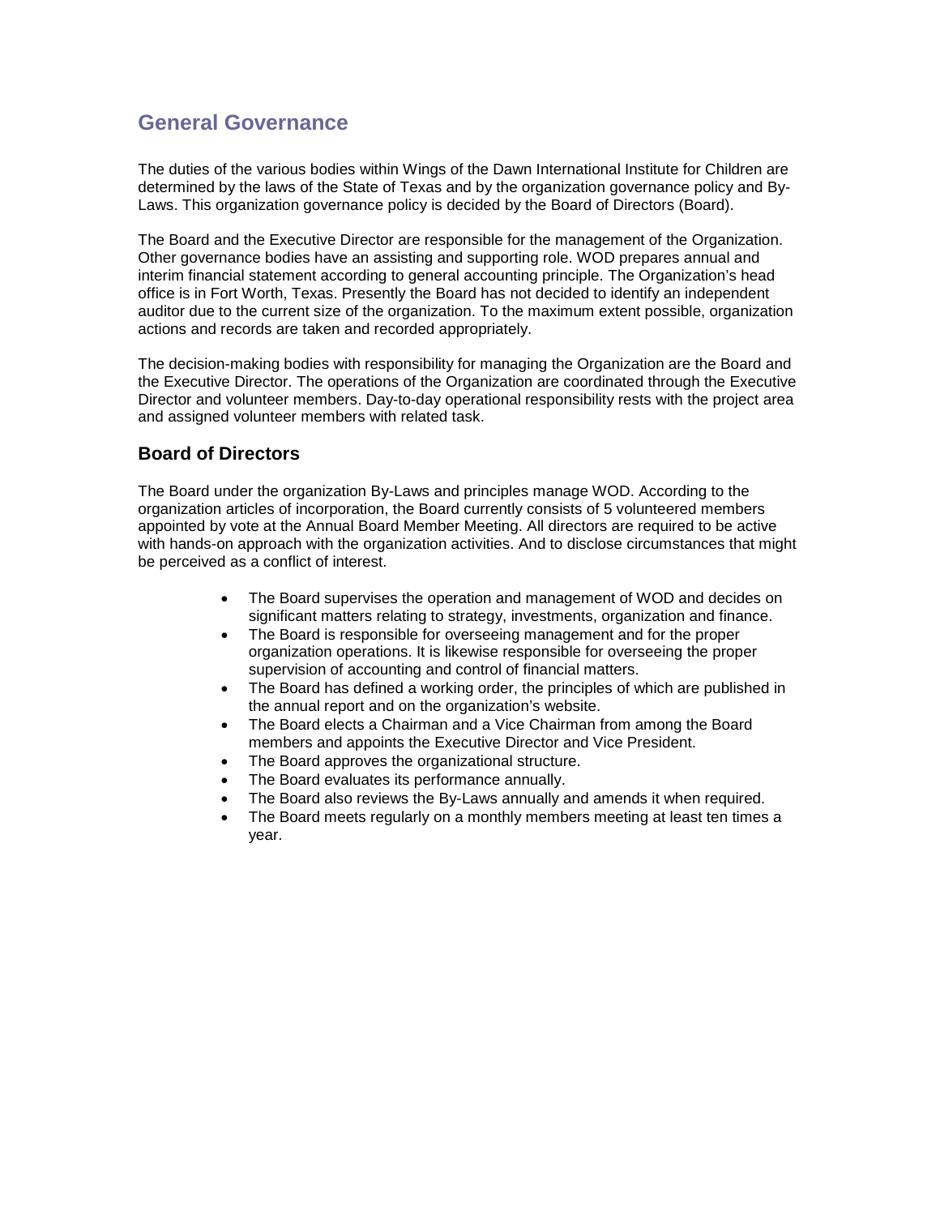## General Governance

The duties of the various bodies within Wings of the Dawn International Institute for Children are determined by the laws of the State of Texas and by the organization governance policy and By-Laws. This organization governance policy is decided by the Board of Directors (Board).

The Board and the Executive Director are responsible for the management of the Organization. Other governance bodies have an assisting and supporting role. WOD prepares annual and interim financial statement according to general accounting principle. The Organization's head office is in Fort Worth, Texas. Presently the Board has not decided to identify an independent auditor due to the current size of the organization. To the maximum extent possible, organization actions and records are taken and recorded appropriately.

The decision-making bodies with responsibility for managing the Organization are the Board and the Executive Director. The operations of the Organization are coordinated through the Executive Director and volunteer members. Day-to-day operational responsibility rests with the project area and assigned volunteer members with related task.

### Board of Directors

The Board under the organization By-Laws and principles manage WOD. According to the organization articles of incorporation, the Board currently consists of 5 volunteered members appointed by vote at the Annual Board Member Meeting. All directors are required to be active with hands-on approach with the organization activities. And to disclose circumstances that might be perceived as a conflict of interest.

- The Board supervises the operation and management of WOD and decides on significant matters relating to strategy, investments, organization and finance.
- The Board is responsible for overseeing management and for the proper organization operations. It is likewise responsible for overseeing the proper supervision of accounting and control of financial matters.
- The Board has defined a working order, the principles of which are published in the annual report and on the organization's website.
- The Board elects a Chairman and a Vice Chairman from among the Board members and appoints the Executive Director and Vice President.
- The Board approves the organizational structure.
- The Board evaluates its performance annually.
- The Board also reviews the By-Laws annually and amends it when required.
- The Board meets regularly on a monthly members meeting at least ten times a year.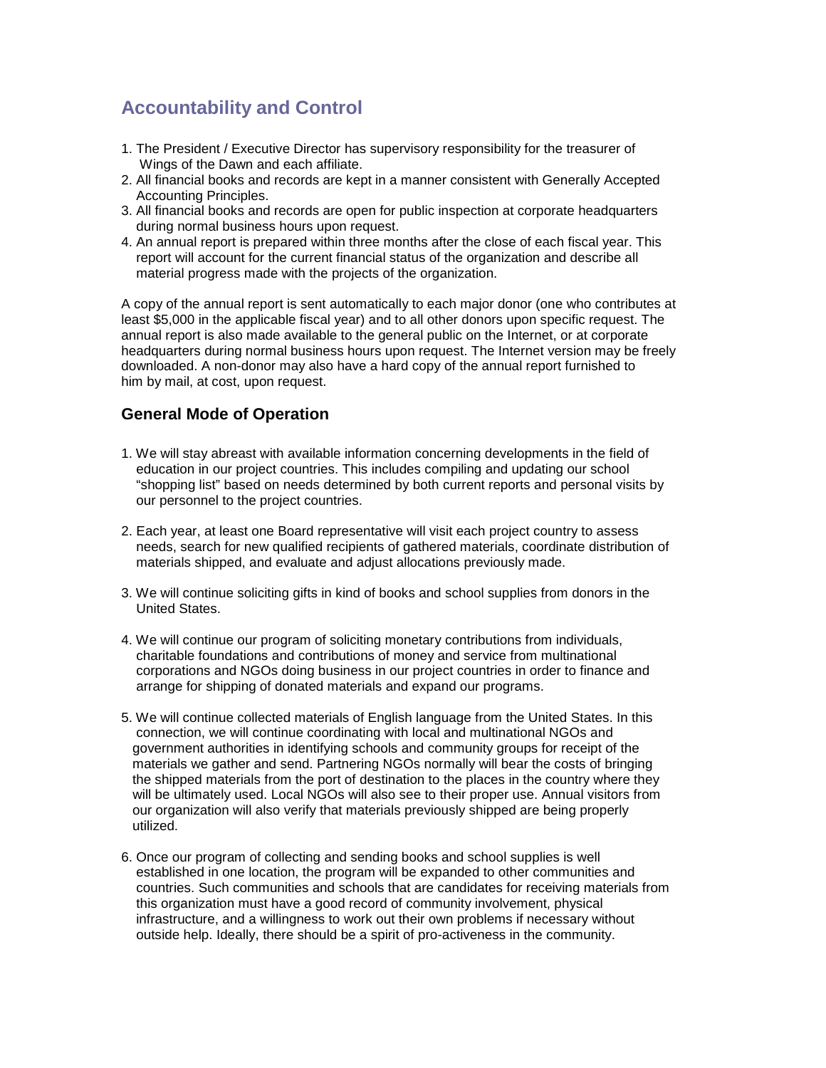## Accountability and Control

1. The President / Executive Director has supervisory responsibility for the treasurer of Wings of the Dawn and each affiliate.
2. All financial books and records are kept in a manner consistent with Generally Accepted Accounting Principles.
3. All financial books and records are open for public inspection at corporate headquarters during normal business hours upon request.
4. An annual report is prepared within three months after the close of each fiscal year. This report will account for the current financial status of the organization and describe all material progress made with the projects of the organization.

A copy of the annual report is sent automatically to each major donor (one who contributes at least $5,000 in the applicable fiscal year) and to all other donors upon specific request. The annual report is also made available to the general public on the Internet, or at corporate headquarters during normal business hours upon request. The Internet version may be freely downloaded. A non-donor may also have a hard copy of the annual report furnished to him by mail, at cost, upon request.

### General Mode of Operation

1. We will stay abreast with available information concerning developments in the field of education in our project countries. This includes compiling and updating our school "shopping list" based on needs determined by both current reports and personal visits by our personnel to the project countries.

2. Each year, at least one Board representative will visit each project country to assess needs, search for new qualified recipients of gathered materials, coordinate distribution of materials shipped, and evaluate and adjust allocations previously made.

3. We will continue soliciting gifts in kind of books and school supplies from donors in the United States.

4. We will continue our program of soliciting monetary contributions from individuals, charitable foundations and contributions of money and service from multinational corporations and NGOs doing business in our project countries in order to finance and arrange for shipping of donated materials and expand our programs.

5. We will continue collected materials of English language from the United States. In this connection, we will continue coordinating with local and multinational NGOs and government authorities in identifying schools and community groups for receipt of the materials we gather and send. Partnering NGOs normally will bear the costs of bringing the shipped materials from the port of destination to the places in the country where they will be ultimately used. Local NGOs will also see to their proper use. Annual visitors from our organization will also verify that materials previously shipped are being properly utilized.

6. Once our program of collecting and sending books and school supplies is well established in one location, the program will be expanded to other communities and countries. Such communities and schools that are candidates for receiving materials from this organization must have a good record of community involvement, physical infrastructure, and a willingness to work out their own problems if necessary without outside help. Ideally, there should be a spirit of pro-activeness in the community.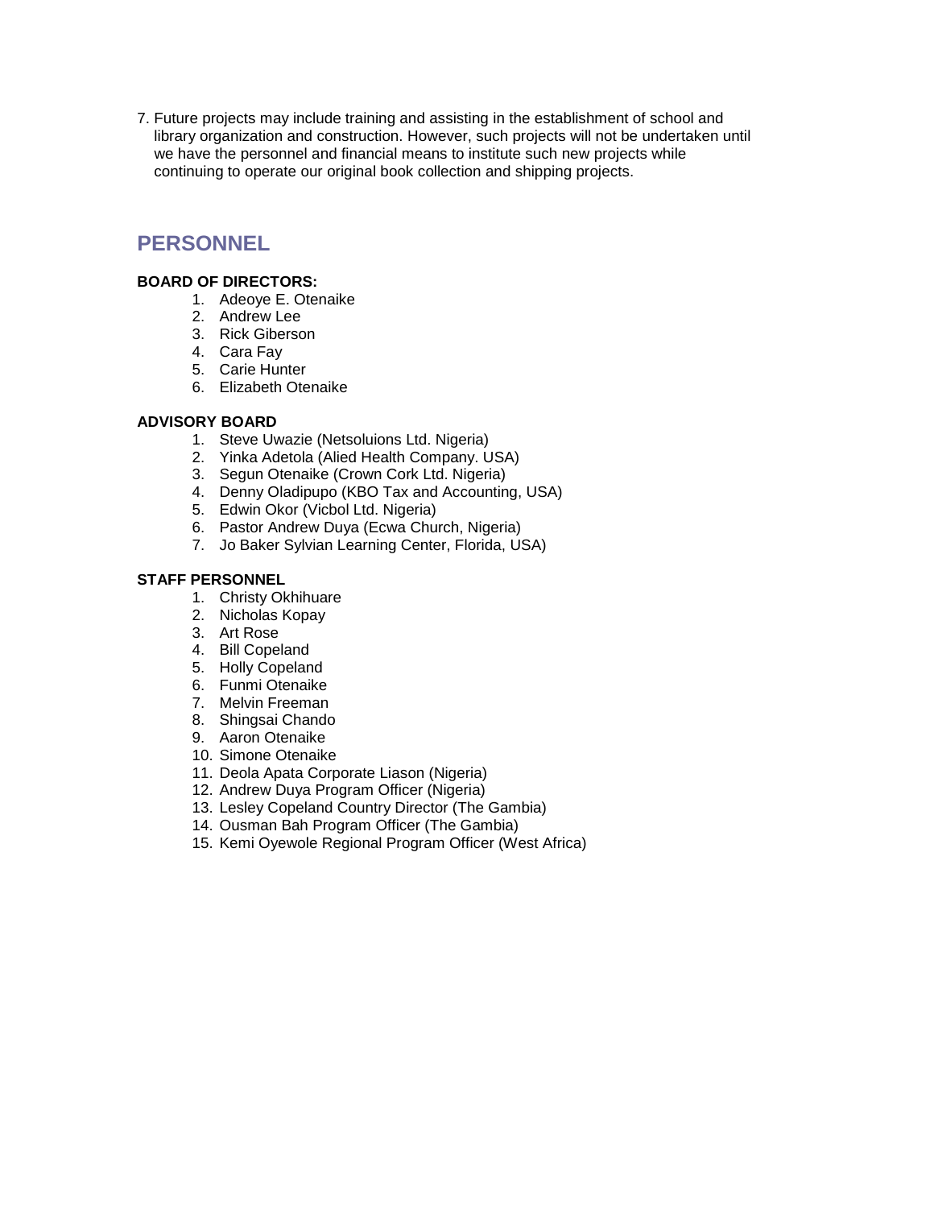7. Future projects may include training and assisting in the establishment of school and library organization and construction. However, such projects will not be undertaken until we have the personnel and financial means to institute such new projects while continuing to operate our original book collection and shipping projects.

## PERSONNEL

**BOARD OF DIRECTORS:**

1. Adeoye E. Otenaike
2. Andrew Lee
3. Rick Giberson
4. Cara Fay
5. Carie Hunter
6. Elizabeth Otenaike

**ADVISORY BOARD**

1. Steve Uwazie (Netsoluions Ltd. Nigeria)
2. Yinka Adetola (Alied Health Company. USA)
3. Segun Otenaike (Crown Cork Ltd. Nigeria)
4. Denny Oladipupo (KBO Tax and Accounting, USA)
5. Edwin Okor (Vicbol Ltd. Nigeria)
6. Pastor Andrew Duya (Ecwa Church, Nigeria)
7. Jo Baker Sylvian Learning Center, Florida, USA)

**STAFF PERSONNEL**

1. Christy Okhihuare
2. Nicholas Kopay
3. Art Rose
4. Bill Copeland
5. Holly Copeland
6. Funmi Otenaike
7. Melvin Freeman
8. Shingsai Chando
9. Aaron Otenaike
10. Simone Otenaike
11. Deola Apata Corporate Liason (Nigeria)
12. Andrew Duya Program Officer (Nigeria)
13. Lesley Copeland Country Director (The Gambia)
14. Ousman Bah Program Officer (The Gambia)
15. Kemi Oyewole Regional Program Officer (West Africa)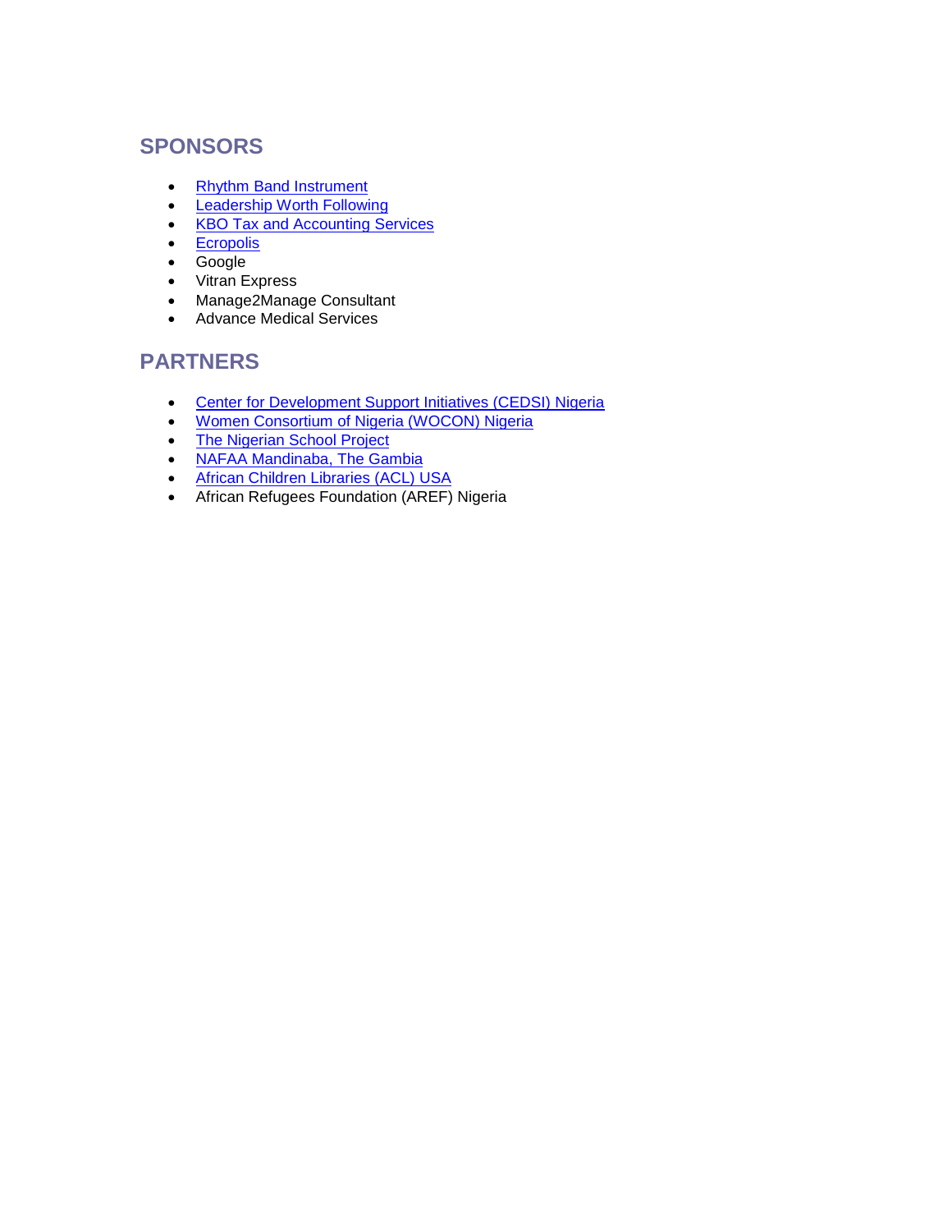## SPONSORS

- Rhythm Band Instrument
- Leadership Worth Following
- KBO Tax and Accounting Services
- Ecropolis
- Google
- Vitran Express
- Manage2Manage Consultant
- Advance Medical Services

## PARTNERS

- Center for Development Support Initiatives (CEDSI) Nigeria
- Women Consortium of Nigeria (WOCON) Nigeria
- The Nigerian School Project
- NAFAA Mandinaba, The Gambia
- African Children Libraries (ACL) USA
- African Refugees Foundation (AREF) Nigeria